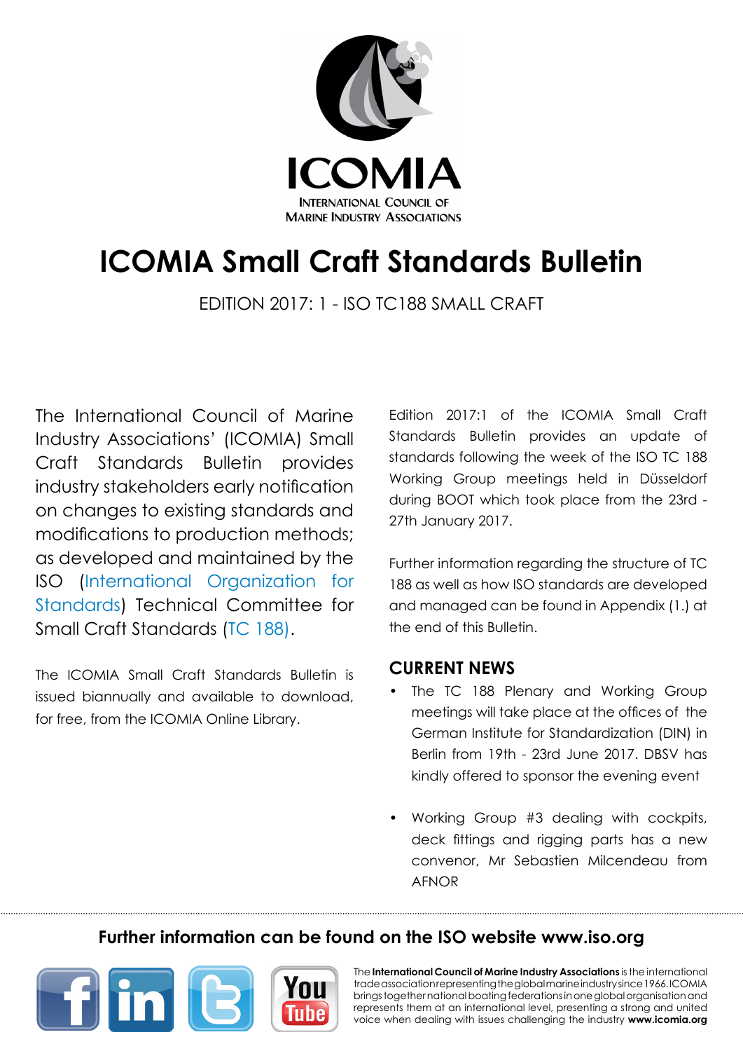ICOMIA

INTERNATIONAL COUNCIL OF MARINE INDUSTRY ASSOCIATIONS

# ICOMIA Small Craft Standards Bulletin

EDITION 2017: 1 - ISO TC188 SMALL CRAFT

The International Council of Marine Industry Associations' (ICOMIA) Small Craft Standards Bulletin provides industry stakeholders early notification on changes to existing standards and modifications to production methods; as developed and maintained by the ISO (International Organization for Standards) Technical Committee for Small Craft Standards (TC 188).

The ICOMIA Small Craft Standards Bulletin is issued biannually and available to download, for free, from the ICOMIA Online Library.

Edition 2017:1 of the ICOMIA Small Craft Standards Bulletin provides an update of standards following the week of the ISO TC 188 Working Group meetings held in Düsseldorf during BOOT which took place from the 23rd - 27th January 2017.

Further information regarding the structure of TC 188 as well as how ISO standards are developed and managed can be found in Appendix (1.) at the end of this Bulletin.

## CURRENT NEWS

- The TC 188 Plenary and Working Group meetings will take place at the offices of the German Institute for Standardization (DIN) in Berlin from 19th - 23rd June 2017. DBSV has kindly offered to sponsor the evening event
- Working Group #3 dealing with cockpits, deck fittings and rigging parts has a new convenor, Mr Sebastien Milcendeau from AFNOR

**Further information can be found on the ISO website www.iso.org**

The **International Council of Marine Industry Associations** is the international trade association representing the global marine industry since 1966. ICOMIA brings together national boating federations in one global organisation and represents them at an international level, presenting a strong and united voice when dealing with issues challenging the industry **www.icomia.org**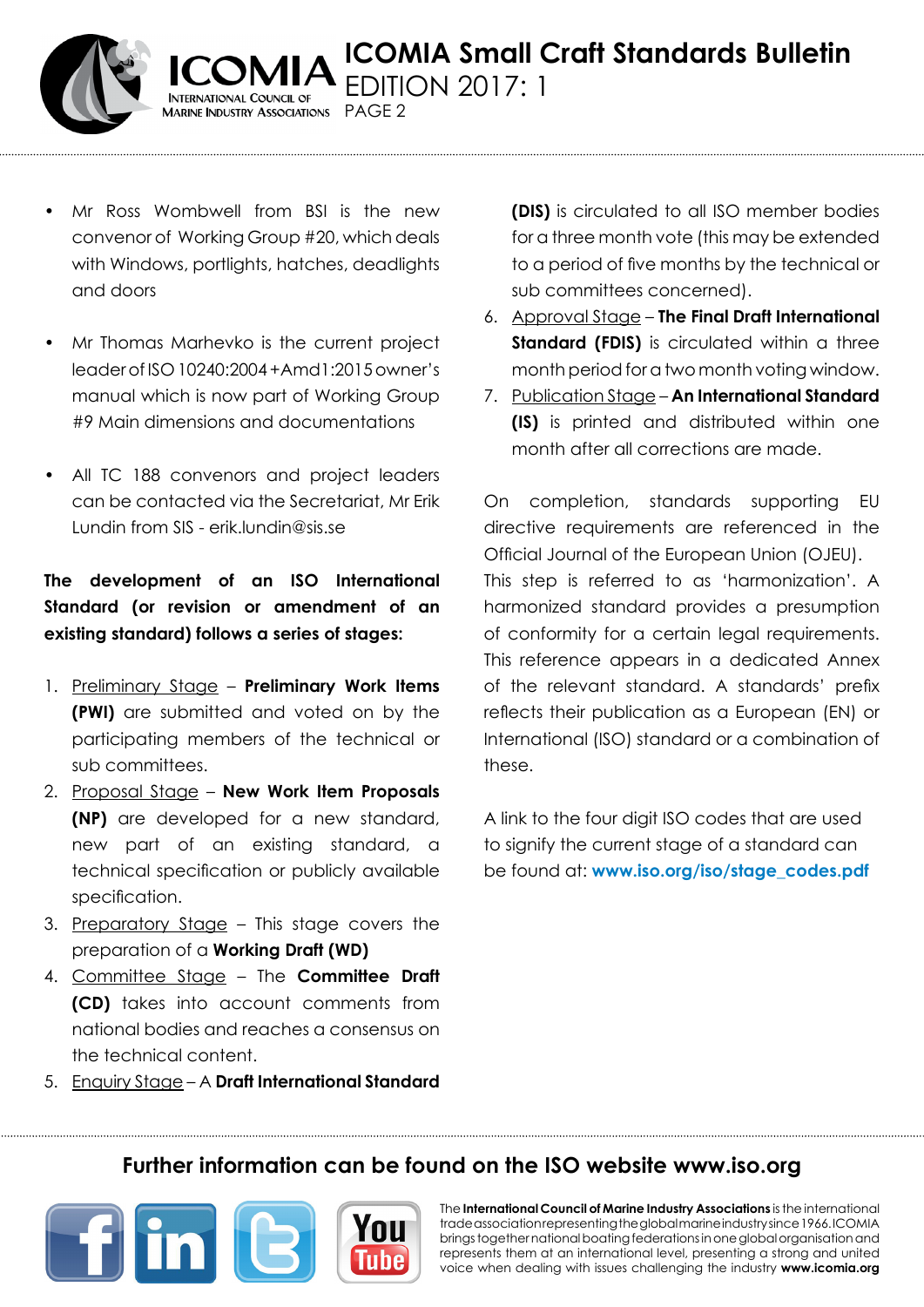- Mr Ross Wombwell from BSI is the new convenor of Working Group #20, which deals with Windows, portlights, hatches, deadlights and doors

- Mr Thomas Marhevko is the current project leader of ISO 10240:2004 +Amd1:2015 owner's manual which is now part of Working Group #9 Main dimensions and documentations

- All TC 188 convenors and project leaders can be contacted via the Secretariat, Mr Erik Lundin from SIS - erik.lundin@sis.se

**The development of an ISO International Standard (or revision or amendment of an existing standard) follows a series of stages:**

1. Preliminary Stage – **Preliminary Work Items (PWI)** are submitted and voted on by the participating members of the technical or sub committees.
2. Proposal Stage – **New Work Item Proposals (NP)** are developed for a new standard, new part of an existing standard, a technical specification or publicly available specification.
3. Preparatory Stage – This stage covers the preparation of a **Working Draft (WD)**
4. Committee Stage – The **Committee Draft (CD)** takes into account comments from national bodies and reaches a consensus on the technical content.
5. Enquiry Stage – A **Draft International Standard (DIS)** is circulated to all ISO member bodies for a three month vote (this may be extended to a period of five months by the technical or sub committees concerned).
6. Approval Stage – **The Final Draft International Standard (FDIS)** is circulated within a three month period for a two month voting window.
7. Publication Stage – **An International Standard (IS)** is printed and distributed within one month after all corrections are made.

On completion, standards supporting EU directive requirements are referenced in the Official Journal of the European Union (OJEU). This step is referred to as 'harmonization'. A harmonized standard provides a presumption of conformity for a certain legal requirements. This reference appears in a dedicated Annex of the relevant standard. A standards' prefix reflects their publication as a European (EN) or International (ISO) standard or a combination of these.

A link to the four digit ISO codes that are used to signify the current stage of a standard can be found at: **www.iso.org/iso/stage_codes.pdf**

**Further information can be found on the ISO website www.iso.org**

The **International Council of Marine Industry Associations** is the international trade association representing the global marine industry since 1966. ICOMIA brings together national boating federations in one global organisation and represents them at an international level, presenting a strong and united voice when dealing with issues challenging the industry **www.icomia.org**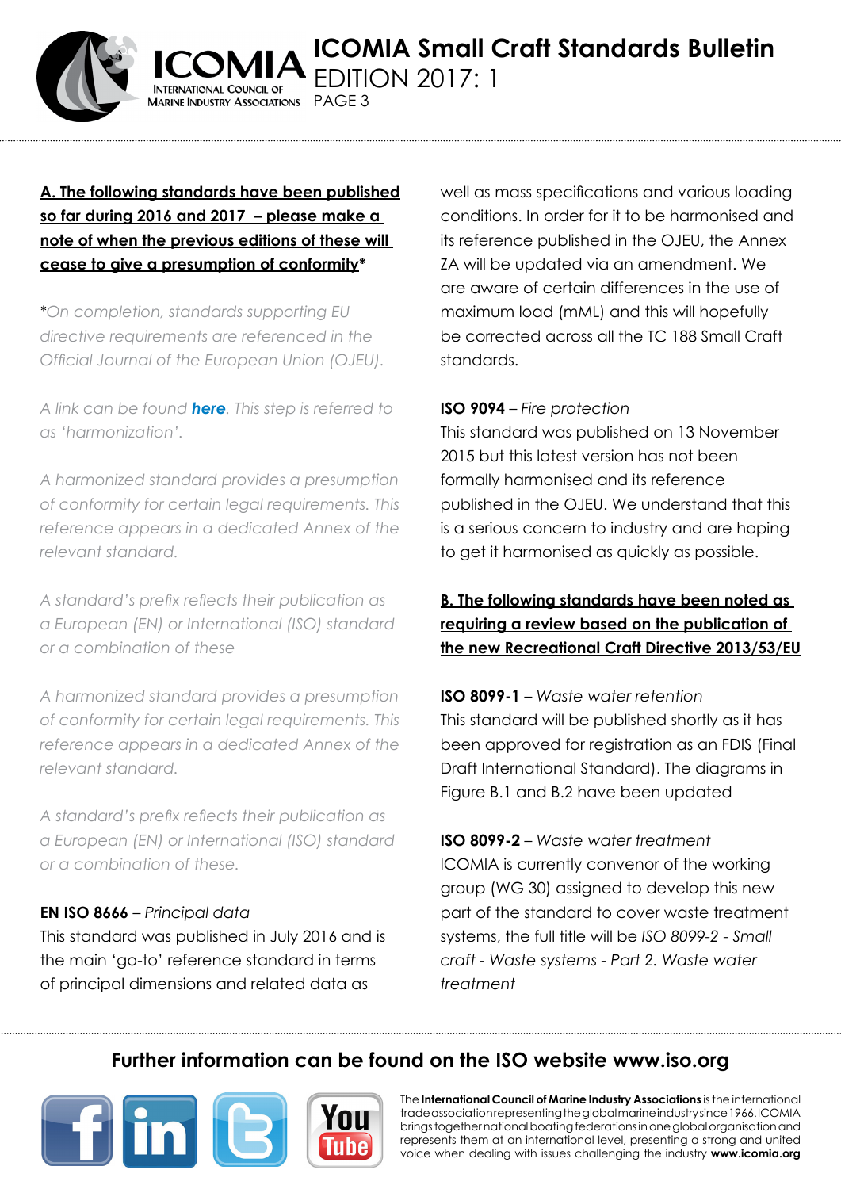**A. The following standards have been published so far during 2016 and 2017 – please make a note of when the previous editions of these will cease to give a presumption of conformity***

**\***_On completion, standards supporting EU directive requirements are referenced in the Official Journal of the European Union (OJEU)._

_A link can be found **here**. This step is referred to as 'harmonization'._

_A harmonized standard provides a presumption of conformity for certain legal requirements. This reference appears in a dedicated Annex of the relevant standard._

_A standard's prefix reflects their publication as a European (EN) or International (ISO) standard or a combination of these_

_A harmonized standard provides a presumption of conformity for certain legal requirements. This reference appears in a dedicated Annex of the relevant standard._

_A standard's prefix reflects their publication as a European (EN) or International (ISO) standard or a combination of these._

**EN ISO 8666** – _Principal data_

This standard was published in July 2016 and is the main 'go-to' reference standard in terms of principal dimensions and related data as well as mass specifications and various loading conditions. In order for it to be harmonised and its reference published in the OJEU, the Annex ZA will be updated via an amendment. We are aware of certain differences in the use of maximum load (mML) and this will hopefully be corrected across all the TC 188 Small Craft standards.

**ISO 9094** – _Fire protection_

This standard was published on 13 November 2015 but this latest version has not been formally harmonised and its reference published in the OJEU. We understand that this is a serious concern to industry and are hoping to get it harmonised as quickly as possible.

**B. The following standards have been noted as requiring a review based on the publication of the new Recreational Craft Directive 2013/53/EU**

**ISO 8099-1** – _Waste water retention_

This standard will be published shortly as it has been approved for registration as an FDIS (Final Draft International Standard). The diagrams in Figure B.1 and B.2 have been updated

**ISO 8099-2** – _Waste water treatment_

ICOMIA is currently convenor of the working group (WG 30) assigned to develop this new part of the standard to cover waste treatment systems, the full title will be _ISO 8099-2 - Small craft - Waste systems - Part 2. Waste water treatment_

**Further information can be found on the ISO website www.iso.org**

The **International Council of Marine Industry Associations** is the international trade association representing the global marine industry since 1966. ICOMIA brings together national boating federations in one global organisation and represents them at an international level, presenting a strong and united voice when dealing with issues challenging the industry **www.icomia.org**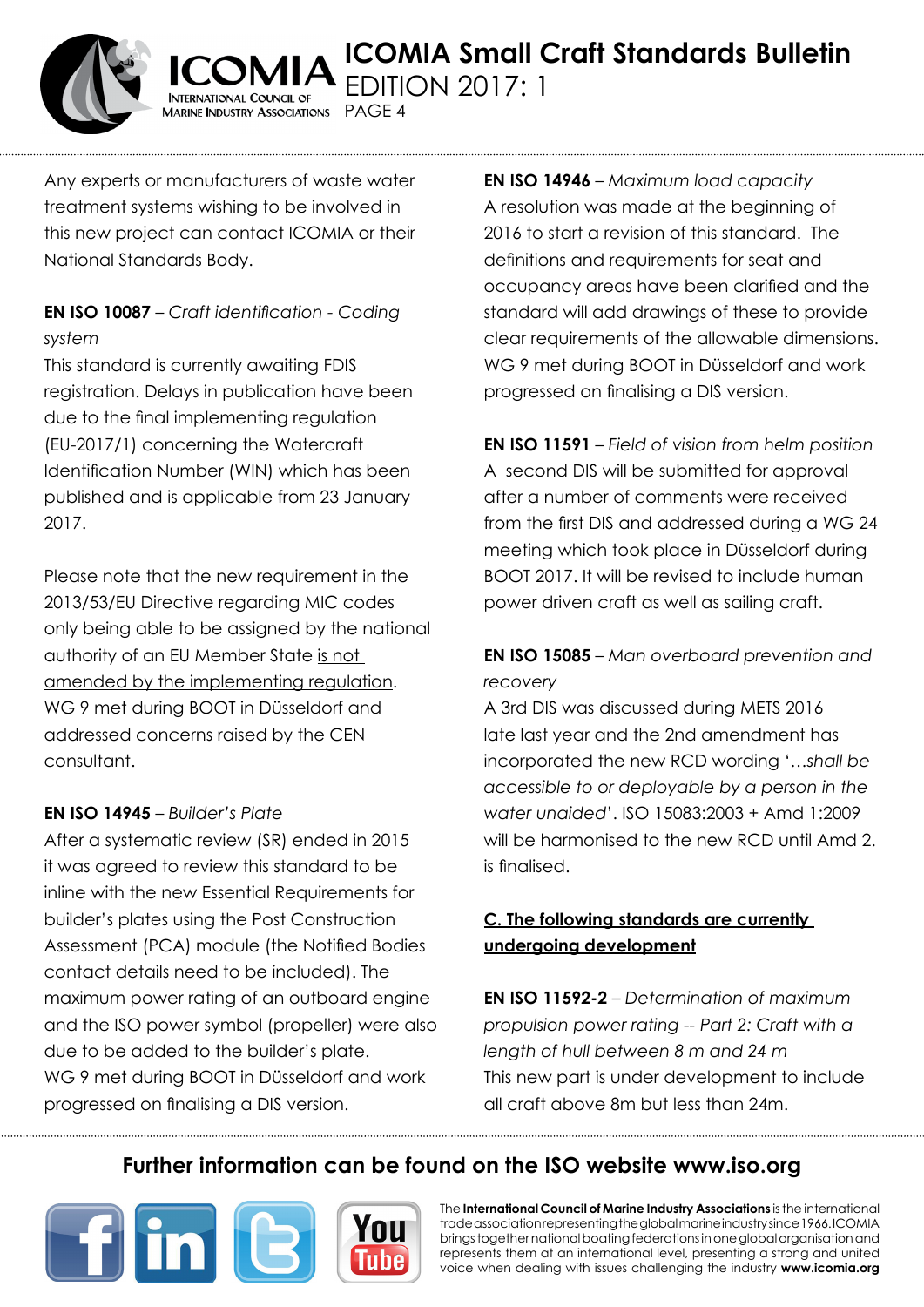Any experts or manufacturers of waste water treatment systems wishing to be involved in this new project can contact ICOMIA or their National Standards Body.

**EN ISO 10087** – *Craft identification - Coding system*

This standard is currently awaiting FDIS registration. Delays in publication have been due to the final implementing regulation (EU-2017/1) concerning the Watercraft Identification Number (WIN) which has been published and is applicable from 23 January 2017.

Please note that the new requirement in the 2013/53/EU Directive regarding MIC codes only being able to be assigned by the national authority of an EU Member State is not amended by the implementing regulation. WG 9 met during BOOT in Düsseldorf and addressed concerns raised by the CEN consultant.

**EN ISO 14945** – *Builder's Plate*

After a systematic review (SR) ended in 2015 it was agreed to review this standard to be inline with the new Essential Requirements for builder's plates using the Post Construction Assessment (PCA) module (the Notified Bodies contact details need to be included). The maximum power rating of an outboard engine and the ISO power symbol (propeller) were also due to be added to the builder's plate. WG 9 met during BOOT in Düsseldorf and work progressed on finalising a DIS version.

**EN ISO 14946** – *Maximum load capacity*

A resolution was made at the beginning of 2016 to start a revision of this standard. The definitions and requirements for seat and occupancy areas have been clarified and the standard will add drawings of these to provide clear requirements of the allowable dimensions. WG 9 met during BOOT in Düsseldorf and work progressed on finalising a DIS version.

**EN ISO 11591** – *Field of vision from helm position*

A second DIS will be submitted for approval after a number of comments were received from the first DIS and addressed during a WG 24 meeting which took place in Düsseldorf during BOOT 2017. It will be revised to include human power driven craft as well as sailing craft.

**EN ISO 15085** – *Man overboard prevention and recovery*

A 3rd DIS was discussed during METS 2016 late last year and the 2nd amendment has incorporated the new RCD wording '*…shall be accessible to or deployable by a person in the water unaided*'. ISO 15083:2003 + Amd 1:2009 will be harmonised to the new RCD until Amd 2. is finalised.

## C. The following standards are currently undergoing development

**EN ISO 11592-2** – *Determination of maximum propulsion power rating -- Part 2: Craft with a length of hull between 8 m and 24 m*

This new part is under development to include all craft above 8m but less than 24m.

**Further information can be found on the ISO website www.iso.org**

The **International Council of Marine Industry Associations** is the international trade association representing the global marine industry since 1966. ICOMIA brings together national boating federations in one global organisation and represents them at an international level, presenting a strong and united voice when dealing with issues challenging the industry **www.icomia.org**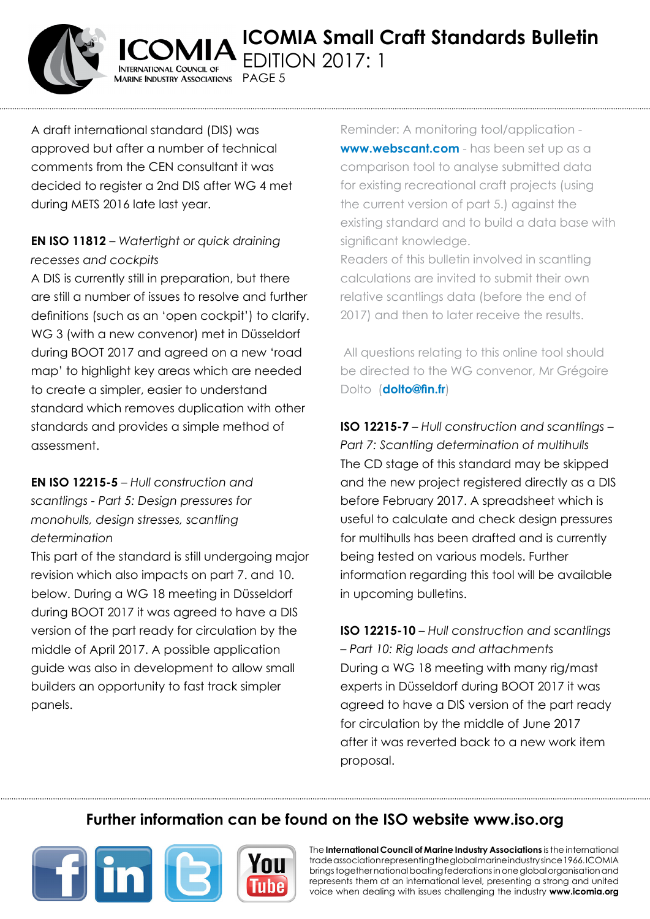A draft international standard (DIS) was approved but after a number of technical comments from the CEN consultant it was decided to register a 2nd DIS after WG 4 met during METS 2016 late last year.

**EN ISO 11812** – *Watertight or quick draining recesses and cockpits*

A DIS is currently still in preparation, but there are still a number of issues to resolve and further definitions (such as an 'open cockpit') to clarify. WG 3 (with a new convenor) met in Düsseldorf during BOOT 2017 and agreed on a new 'road map' to highlight key areas which are needed to create a simpler, easier to understand standard which removes duplication with other standards and provides a simple method of assessment.

**EN ISO 12215-5** – *Hull construction and scantlings - Part 5: Design pressures for monohulls, design stresses, scantling determination*

This part of the standard is still undergoing major revision which also impacts on part 7. and 10. below. During a WG 18 meeting in Düsseldorf during BOOT 2017 it was agreed to have a DIS version of the part ready for circulation by the middle of April 2017. A possible application guide was also in development to allow small builders an opportunity to fast track simpler panels.

Reminder: A monitoring tool/application - **www.webscant.com** - has been set up as a comparison tool to analyse submitted data for existing recreational craft projects (using the current version of part 5.) against the existing standard and to build a data base with significant knowledge.

Readers of this bulletin involved in scantling calculations are invited to submit their own relative scantlings data (before the end of 2017) and then to later receive the results.

All questions relating to this online tool should be directed to the WG convenor, Mr Grégoire Dolto (**dolto@fin.fr**)

**ISO 12215-7** – *Hull construction and scantlings – Part 7: Scantling determination of multihulls*

The CD stage of this standard may be skipped and the new project registered directly as a DIS before February 2017. A spreadsheet which is useful to calculate and check design pressures for multihulls has been drafted and is currently being tested on various models. Further information regarding this tool will be available in upcoming bulletins.

**ISO 12215-10** – *Hull construction and scantlings – Part 10: Rig loads and attachments*

During a WG 18 meeting with many rig/mast experts in Düsseldorf during BOOT 2017 it was agreed to have a DIS version of the part ready for circulation by the middle of June 2017 after it was reverted back to a new work item proposal.

**Further information can be found on the ISO website www.iso.org**

The **International Council of Marine Industry Associations** is the international trade association representing the global marine industry since 1966. ICOMIA brings together national boating federations in one global organisation and represents them at an international level, presenting a strong and united voice when dealing with issues challenging the industry **www.icomia.org**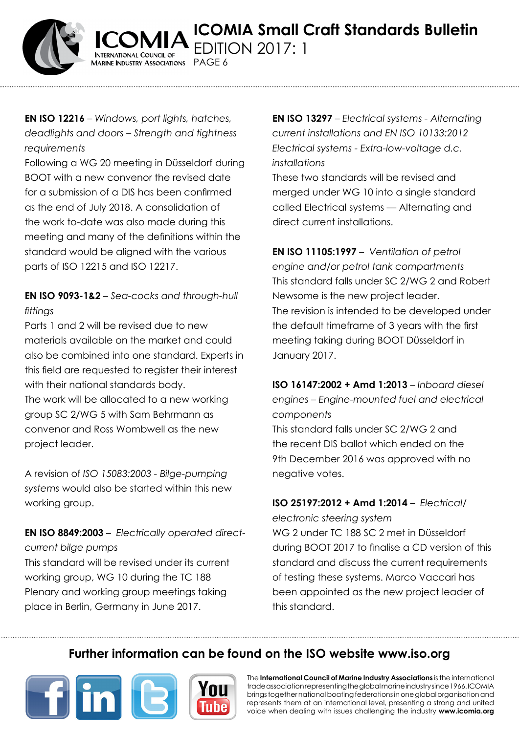**EN ISO 12216** – *Windows, port lights, hatches, deadlights and doors – Strength and tightness requirements*

Following a WG 20 meeting in Düsseldorf during BOOT with a new convenor the revised date for a submission of a DIS has been confirmed as the end of July 2018. A consolidation of the work to-date was also made during this meeting and many of the definitions within the standard would be aligned with the various parts of ISO 12215 and ISO 12217.

**EN ISO 9093-1&2** – *Sea-cocks and through-hull fittings*

Parts 1 and 2 will be revised due to new materials available on the market and could also be combined into one standard. Experts in this field are requested to register their interest with their national standards body.

The work will be allocated to a new working group SC 2/WG 5 with Sam Behrmann as convenor and Ross Wombwell as the new project leader.

A revision of *ISO 15083:2003 - Bilge-pumping systems* would also be started within this new working group.

**EN ISO 8849:2003** – *Electrically operated direct-current bilge pumps*

This standard will be revised under its current working group, WG 10 during the TC 188 Plenary and working group meetings taking place in Berlin, Germany in June 2017.

**EN ISO 13297** – *Electrical systems - Alternating current installations and EN ISO 10133:2012 Electrical systems - Extra-low-voltage d.c. installations*

These two standards will be revised and merged under WG 10 into a single standard called Electrical systems — Alternating and direct current installations.

**EN ISO 11105:1997** – *Ventilation of petrol engine and/or petrol tank compartments*

This standard falls under SC 2/WG 2 and Robert Newsome is the new project leader.

The revision is intended to be developed under the default timeframe of 3 years with the first meeting taking during BOOT Düsseldorf in January 2017.

**ISO 16147:2002 + Amd 1:2013** – *Inboard diesel engines – Engine-mounted fuel and electrical components*

This standard falls under SC 2/WG 2 and the recent DIS ballot which ended on the 9th December 2016 was approved with no negative votes.

**ISO 25197:2012 + Amd 1:2014** – *Electrical/ electronic steering system*

WG 2 under TC 188 SC 2 met in Düsseldorf during BOOT 2017 to finalise a CD version of this standard and discuss the current requirements of testing these systems. Marco Vaccari has been appointed as the new project leader of this standard.

**Further information can be found on the ISO website www.iso.org**

The **International Council of Marine Industry Associations** is the international trade association representing the global marine industry since 1966. ICOMIA brings together national boating federations in one global organisation and represents them at an international level, presenting a strong and united voice when dealing with issues challenging the industry **www.icomia.org**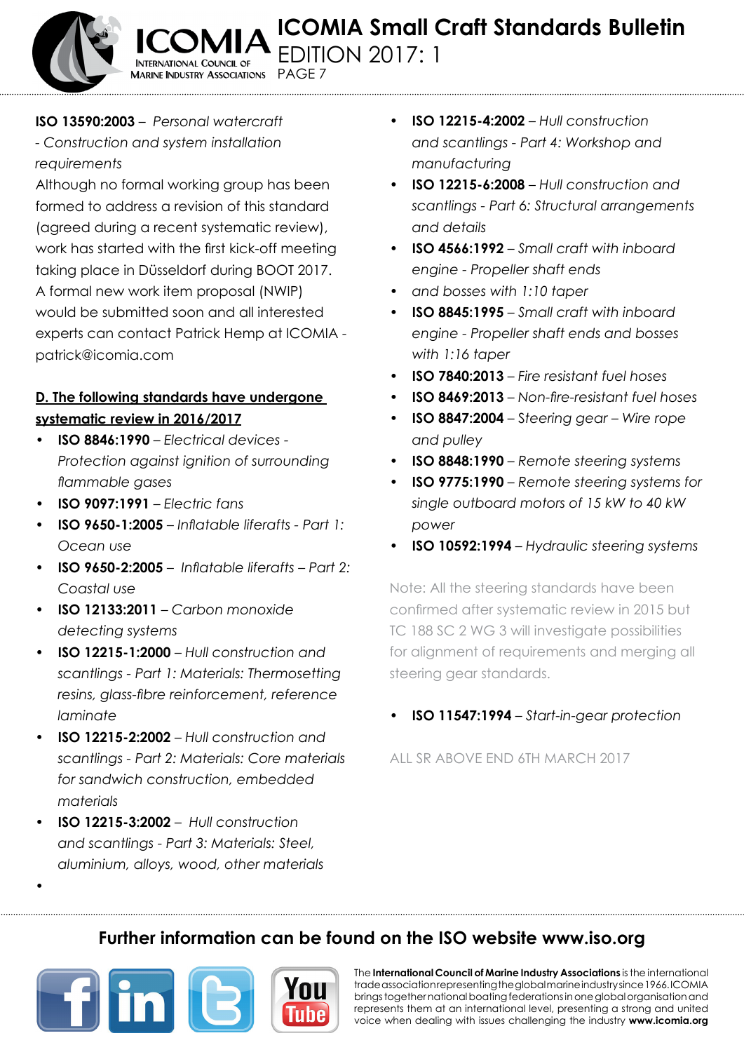**ISO 13590:2003** – *Personal watercraft - Construction and system installation requirements*

Although no formal working group has been formed to address a revision of this standard (agreed during a recent systematic review), work has started with the first kick-off meeting taking place in Düsseldorf during BOOT 2017. A formal new work item proposal (NWIP) would be submitted soon and all interested experts can contact Patrick Hemp at ICOMIA - patrick@icomia.com

**D. The following standards have undergone systematic review in 2016/2017**

- **ISO 8846:1990** – *Electrical devices - Protection against ignition of surrounding flammable gases*
- **ISO 9097:1991** – *Electric fans*
- **ISO 9650-1:2005** – *Inflatable liferafts - Part 1: Ocean use*
- **ISO 9650-2:2005** – *Inflatable liferafts – Part 2: Coastal use*
- **ISO 12133:2011** – *Carbon monoxide detecting systems*
- **ISO 12215-1:2000** – *Hull construction and scantlings - Part 1: Materials: Thermosetting resins, glass-fibre reinforcement, reference laminate*
- **ISO 12215-2:2002** – *Hull construction and scantlings - Part 2: Materials: Core materials for sandwich construction, embedded materials*
- **ISO 12215-3:2002** – *Hull construction and scantlings - Part 3: Materials: Steel, aluminium, alloys, wood, other materials*
- **ISO 12215-4:2002** – *Hull construction and scantlings - Part 4: Workshop and manufacturing*
- **ISO 12215-6:2008** – *Hull construction and scantlings - Part 6: Structural arrangements and details*
- **ISO 4566:1992** – *Small craft with inboard engine - Propeller shaft ends*
- *and bosses with 1:10 taper*
- **ISO 8845:1995** – *Small craft with inboard engine - Propeller shaft ends and bosses with 1:16 taper*
- **ISO 7840:2013** – *Fire resistant fuel hoses*
- **ISO 8469:2013** – *Non-fire-resistant fuel hoses*
- **ISO 8847:2004** – *Steering gear – Wire rope and pulley*
- **ISO 8848:1990** – *Remote steering systems*
- **ISO 9775:1990** – *Remote steering systems for single outboard motors of 15 kW to 40 kW power*
- **ISO 10592:1994** – *Hydraulic steering systems*

Note: All the steering standards have been confirmed after systematic review in 2015 but TC 188 SC 2 WG 3 will investigate possibilities for alignment of requirements and merging all steering gear standards.

- **ISO 11547:1994** – *Start-in-gear protection*

ALL SR ABOVE END 6TH MARCH 2017

**Further information can be found on the ISO website www.iso.org**

The **International Council of Marine Industry Associations** is the international trade association representing the global marine industry since 1966. ICOMIA brings together national boating federations in one global organisation and represents them at an international level, presenting a strong and united voice when dealing with issues challenging the industry **www.icomia.org**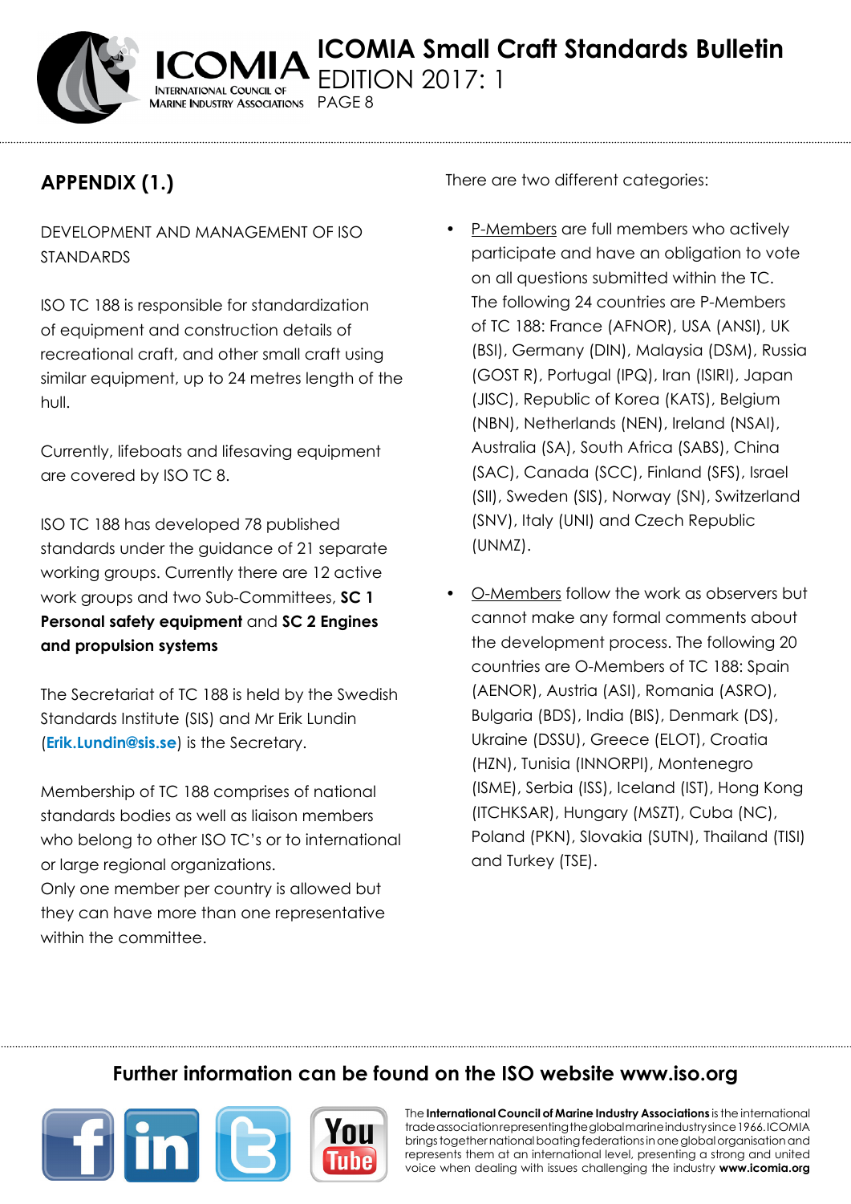## APPENDIX (1.)

DEVELOPMENT AND MANAGEMENT OF ISO STANDARDS

ISO TC 188 is responsible for standardization of equipment and construction details of recreational craft, and other small craft using similar equipment, up to 24 metres length of the hull.

Currently, lifeboats and lifesaving equipment are covered by ISO TC 8.

ISO TC 188 has developed 78 published standards under the guidance of 21 separate working groups. Currently there are 12 active work groups and two Sub-Committees, **SC 1 Personal safety equipment** and **SC 2 Engines and propulsion systems**

The Secretariat of TC 188 is held by the Swedish Standards Institute (SIS) and Mr Erik Lundin (**Erik.Lundin@sis.se**) is the Secretary.

Membership of TC 188 comprises of national standards bodies as well as liaison members who belong to other ISO TC's or to international or large regional organizations.
Only one member per country is allowed but they can have more than one representative within the committee.

There are two different categories:

- P-Members are full members who actively participate and have an obligation to vote on all questions submitted within the TC. The following 24 countries are P-Members of TC 188: France (AFNOR), USA (ANSI), UK (BSI), Germany (DIN), Malaysia (DSM), Russia (GOST R), Portugal (IPQ), Iran (ISIRI), Japan (JISC), Republic of Korea (KATS), Belgium (NBN), Netherlands (NEN), Ireland (NSAI), Australia (SA), South Africa (SABS), China (SAC), Canada (SCC), Finland (SFS), Israel (SII), Sweden (SIS), Norway (SN), Switzerland (SNV), Italy (UNI) and Czech Republic (UNMZ).

- O-Members follow the work as observers but cannot make any formal comments about the development process. The following 20 countries are O-Members of TC 188: Spain (AENOR), Austria (ASI), Romania (ASRO), Bulgaria (BDS), India (BIS), Denmark (DS), Ukraine (DSSU), Greece (ELOT), Croatia (HZN), Tunisia (INNORPI), Montenegro (ISME), Serbia (ISS), Iceland (IST), Hong Kong (ITCHKSAR), Hungary (MSZT), Cuba (NC), Poland (PKN), Slovakia (SUTN), Thailand (TISI) and Turkey (TSE).

**Further information can be found on the ISO website www.iso.org**

The **International Council of Marine Industry Associations** is the international trade association representing the global marine industry since 1966. ICOMIA brings together national boating federations in one global organisation and represents them at an international level, presenting a strong and united voice when dealing with issues challenging the industry **www.icomia.org**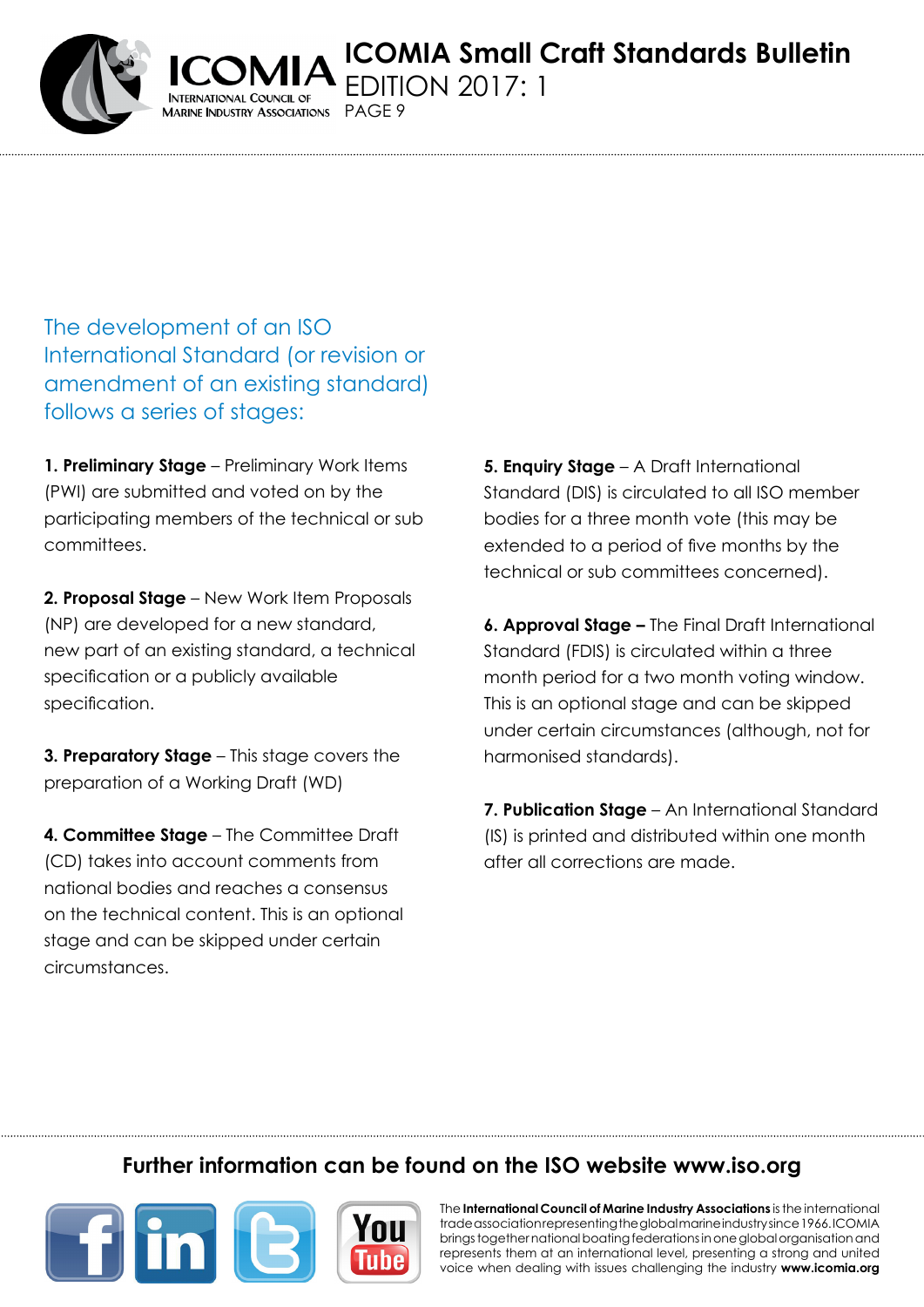## The development of an ISO International Standard (or revision or amendment of an existing standard) follows a series of stages:

**1. Preliminary Stage** – Preliminary Work Items (PWI) are submitted and voted on by the participating members of the technical or sub committees.

**2. Proposal Stage** – New Work Item Proposals (NP) are developed for a new standard, new part of an existing standard, a technical specification or a publicly available specification.

**3. Preparatory Stage** – This stage covers the preparation of a Working Draft (WD)

**4. Committee Stage** – The Committee Draft (CD) takes into account comments from national bodies and reaches a consensus on the technical content. This is an optional stage and can be skipped under certain circumstances.

**5. Enquiry Stage** – A Draft International Standard (DIS) is circulated to all ISO member bodies for a three month vote (this may be extended to a period of five months by the technical or sub committees concerned).

**6. Approval Stage –** The Final Draft International Standard (FDIS) is circulated within a three month period for a two month voting window. This is an optional stage and can be skipped under certain circumstances (although, not for harmonised standards).

**7. Publication Stage** – An International Standard (IS) is printed and distributed within one month after all corrections are made.

**Further information can be found on the ISO website www.iso.org**

The **International Council of Marine Industry Associations** is the international trade association representing the global marine industry since 1966. ICOMIA brings together national boating federations in one global organisation and represents them at an international level, presenting a strong and united voice when dealing with issues challenging the industry **www.icomia.org**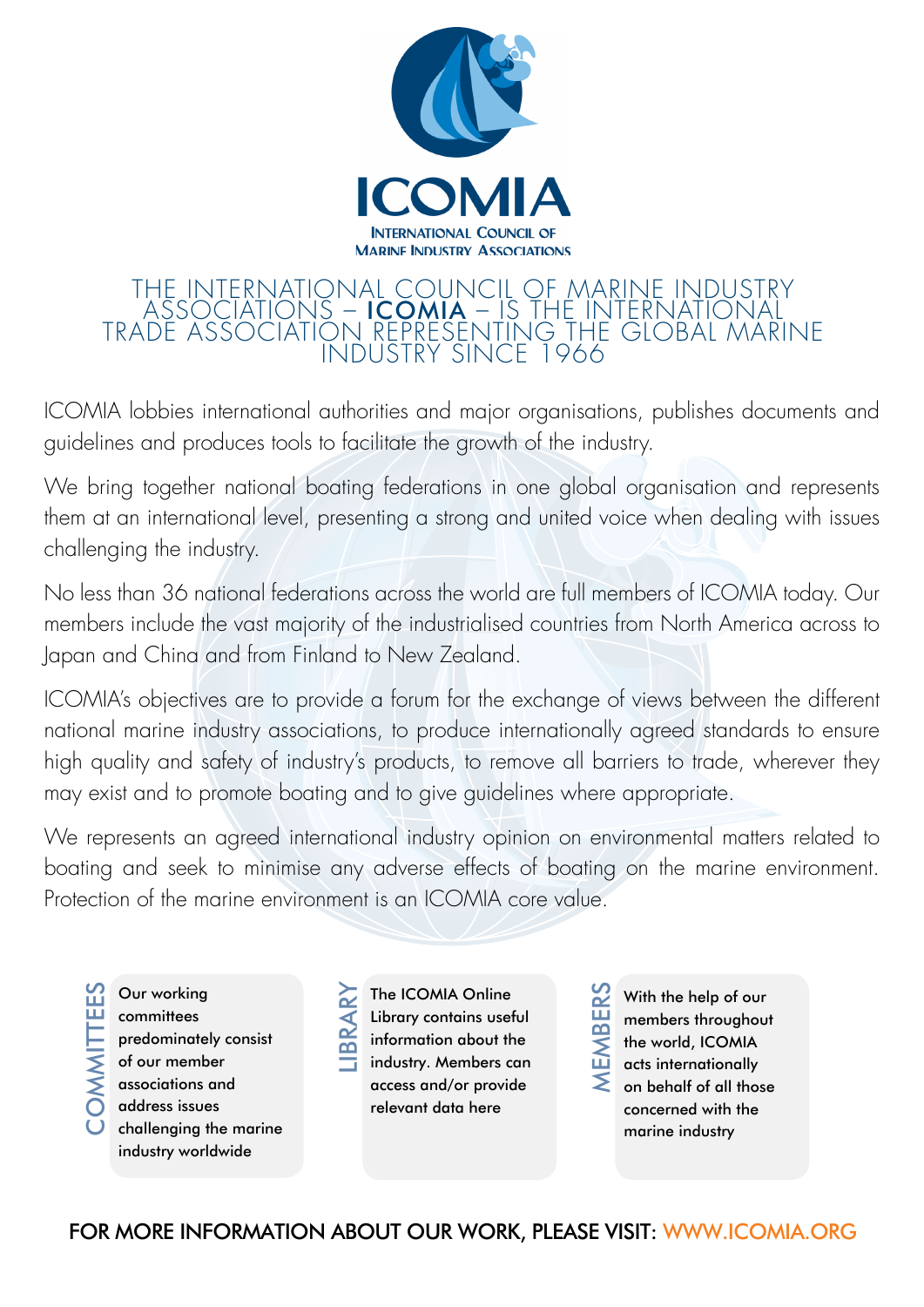# ICOMIA

INTERNATIONAL COUNCIL OF MARINE INDUSTRY ASSOCIATIONS

## THE INTERNATIONAL COUNCIL OF MARINE INDUSTRY ASSOCIATIONS – **ICOMIA** – IS THE INTERNATIONAL TRADE ASSOCIATION REPRESENTING THE GLOBAL MARINE INDUSTRY SINCE 1966

ICOMIA lobbies international authorities and major organisations, publishes documents and guidelines and produces tools to facilitate the growth of the industry.

We bring together national boating federations in one global organisation and represents them at an international level, presenting a strong and united voice when dealing with issues challenging the industry.

No less than 36 national federations across the world are full members of ICOMIA today. Our members include the vast majority of the industrialised countries from North America across to Japan and China and from Finland to New Zealand.

ICOMIA's objectives are to provide a forum for the exchange of views between the different national marine industry associations, to produce internationally agreed standards to ensure high quality and safety of industry's products, to remove all barriers to trade, wherever they may exist and to promote boating and to give guidelines where appropriate.

We represents an agreed international industry opinion on environmental matters related to boating and seek to minimise any adverse effects of boating on the marine environment. Protection of the marine environment is an ICOMIA core value.

**COMMITTEES**

Our working committees predominately consist of our member associations and address issues challenging the marine industry worldwide

**LIBRARY**

The ICOMIA Online Library contains useful information about the industry. Members can access and/or provide relevant data here

**MEMBERS**

With the help of our members throughout the world, ICOMIA acts internationally on behalf of all those concerned with the marine industry

**FOR MORE INFORMATION ABOUT OUR WORK, PLEASE VISIT: WWW.ICOMIA.ORG**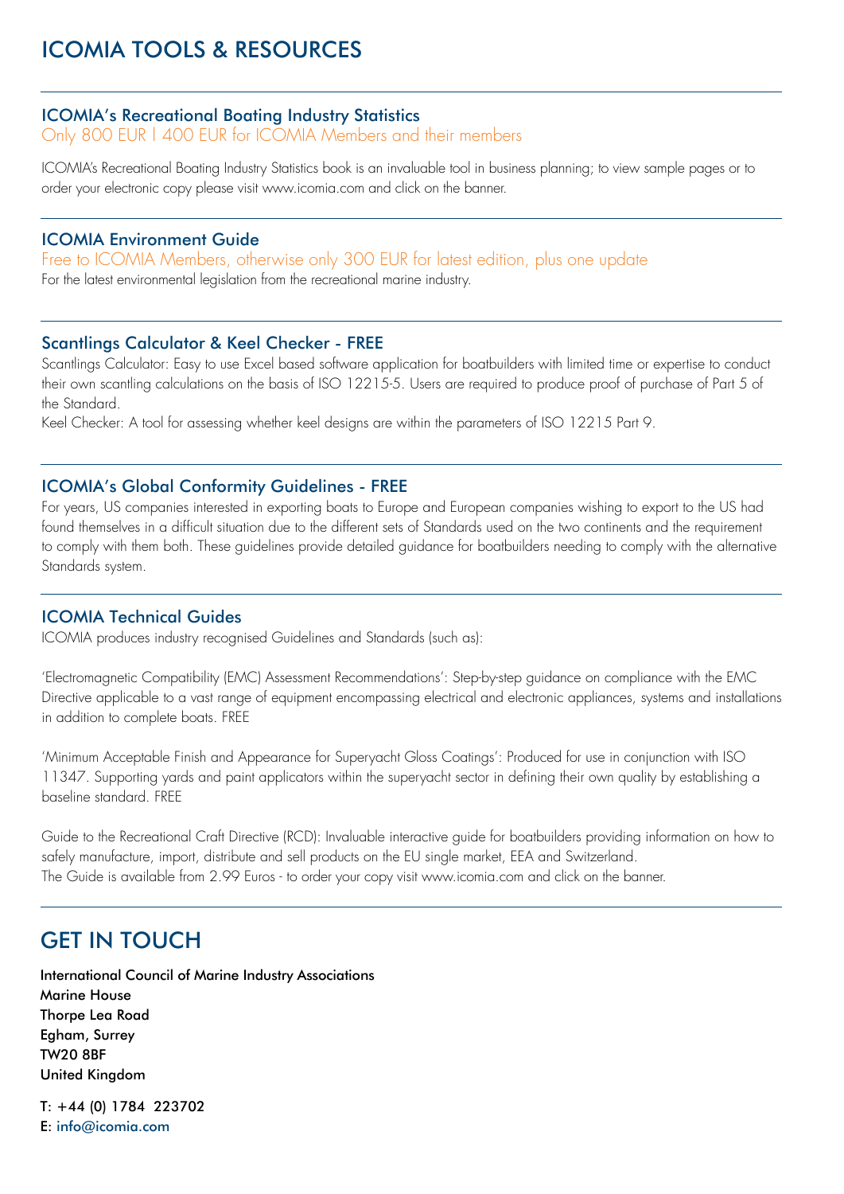# ICOMIA TOOLS & RESOURCES

## ICOMIA's Recreational Boating Industry Statistics

Only 800 EUR | 400 EUR for ICOMIA Members and their members

ICOMIA's Recreational Boating Industry Statistics book is an invaluable tool in business planning; to view sample pages or to order your electronic copy please visit www.icomia.com and click on the banner.

## ICOMIA Environment Guide

Free to ICOMIA Members, otherwise only 300 EUR for latest edition, plus one update

For the latest environmental legislation from the recreational marine industry.

## Scantlings Calculator & Keel Checker - FREE

Scantlings Calculator: Easy to use Excel based software application for boatbuilders with limited time or expertise to conduct their own scantling calculations on the basis of ISO 12215-5. Users are required to produce proof of purchase of Part 5 of the Standard.

Keel Checker: A tool for assessing whether keel designs are within the parameters of ISO 12215 Part 9.

## ICOMIA's Global Conformity Guidelines - FREE

For years, US companies interested in exporting boats to Europe and European companies wishing to export to the US had found themselves in a difficult situation due to the different sets of Standards used on the two continents and the requirement to comply with them both. These guidelines provide detailed guidance for boatbuilders needing to comply with the alternative Standards system.

## ICOMIA Technical Guides

ICOMIA produces industry recognised Guidelines and Standards (such as):

'Electromagnetic Compatibility (EMC) Assessment Recommendations': Step-by-step guidance on compliance with the EMC Directive applicable to a vast range of equipment encompassing electrical and electronic appliances, systems and installations in addition to complete boats. FREE

'Minimum Acceptable Finish and Appearance for Superyacht Gloss Coatings': Produced for use in conjunction with ISO 11347. Supporting yards and paint applicators within the superyacht sector in defining their own quality by establishing a baseline standard. FREE

Guide to the Recreational Craft Directive (RCD): Invaluable interactive guide for boatbuilders providing information on how to safely manufacture, import, distribute and sell products on the EU single market, EEA and Switzerland.
The Guide is available from 2.99 Euros - to order your copy visit www.icomia.com and click on the banner.

# GET IN TOUCH

International Council of Marine Industry Associations
Marine House
Thorpe Lea Road
Egham, Surrey
TW20 8BF
United Kingdom

T: +44 (0) 1784 223702
E: info@icomia.com